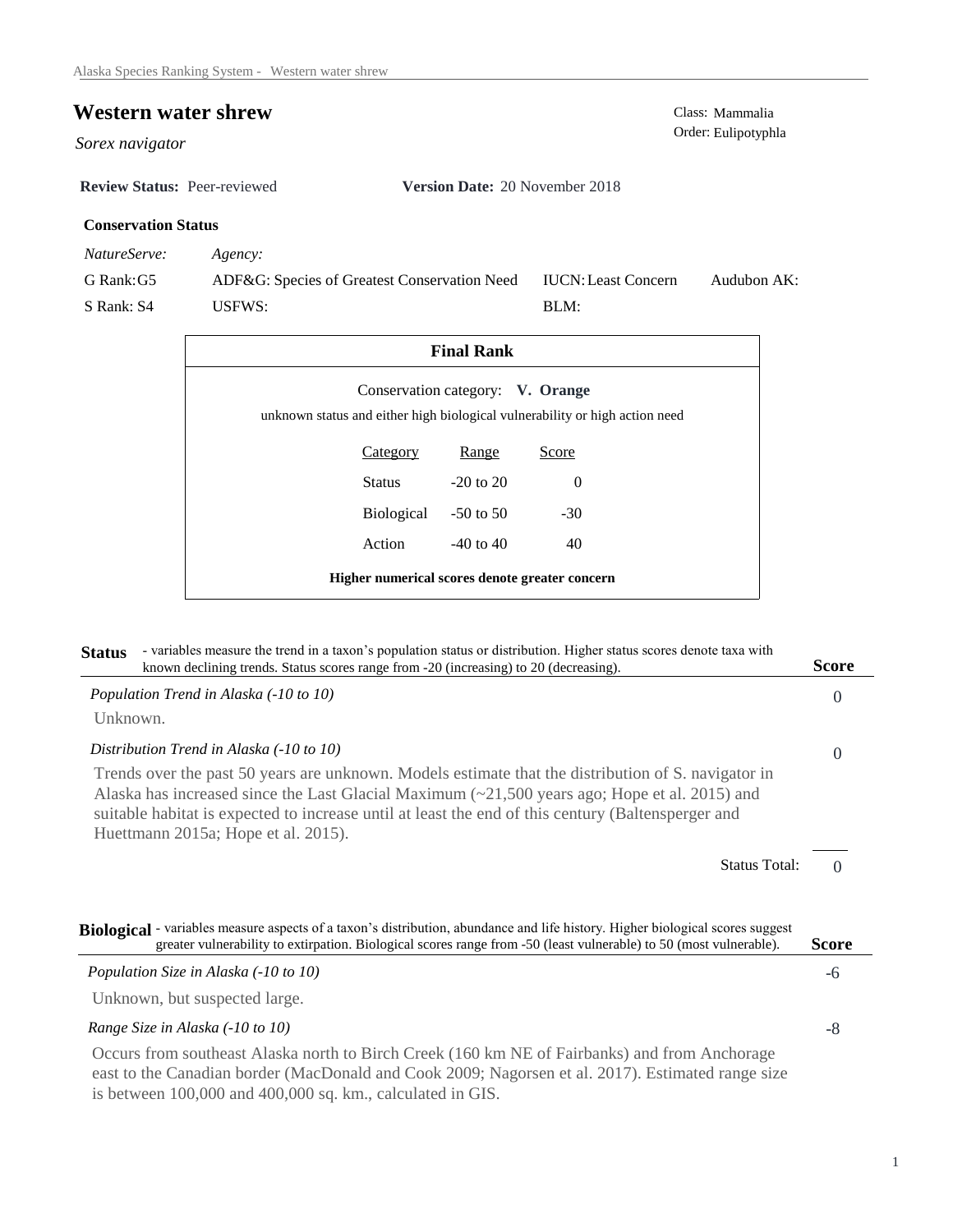# Western water shrew

*Sorex navigator*

Class: Mammalia
Order: Eulipotyphla

**Review Status:** Peer-reviewed **Version Date:** 20 November 2018

**Conservation Status**

| *NatureServe:* | *Agency:* | | |
|---|---|---|---|
| G Rank: G5 | ADF&G: Species of Greatest Conservation Need | IUCN: Least Concern | Audubon AK: |
| S Rank: S4 | USFWS: | BLM: | |

**Final Rank**

Conservation category: **V. Orange**

unknown status and either high biological vulnerability or high action need

| Category | Range | Score |
|---|---|---|
| Status | -20 to 20 | 0 |
| Biological | -50 to 50 | -30 |
| Action | -40 to 40 | 40 |

**Higher numerical scores denote greater concern**

## Status

- variables measure the trend in a taxon's population status or distribution. Higher status scores denote taxa with known declining trends. Status scores range from -20 (increasing) to 20 (decreasing).

| | **Score** |
|---|---|
| *Population Trend in Alaska (-10 to 10)* | 0 |

Unknown.

| | |
|---|---|
| *Distribution Trend in Alaska (-10 to 10)* | 0 |

Trends over the past 50 years are unknown. Models estimate that the distribution of S. navigator in Alaska has increased since the Last Glacial Maximum (~21,500 years ago; Hope et al. 2015) and suitable habitat is expected to increase until at least the end of this century (Baltensperger and Huettmann 2015a; Hope et al. 2015).

Status Total: 0

## Biological

- variables measure aspects of a taxon's distribution, abundance and life history. Higher biological scores suggest greater vulnerability to extirpation. Biological scores range from -50 (least vulnerable) to 50 (most vulnerable).

| | **Score** |
|---|---|
| *Population Size in Alaska (-10 to 10)* | -6 |

Unknown, but suspected large.

| | |
|---|---|
| *Range Size in Alaska (-10 to 10)* | -8 |

Occurs from southeast Alaska north to Birch Creek (160 km NE of Fairbanks) and from Anchorage east to the Canadian border (MacDonald and Cook 2009; Nagorsen et al. 2017). Estimated range size is between 100,000 and 400,000 sq. km., calculated in GIS.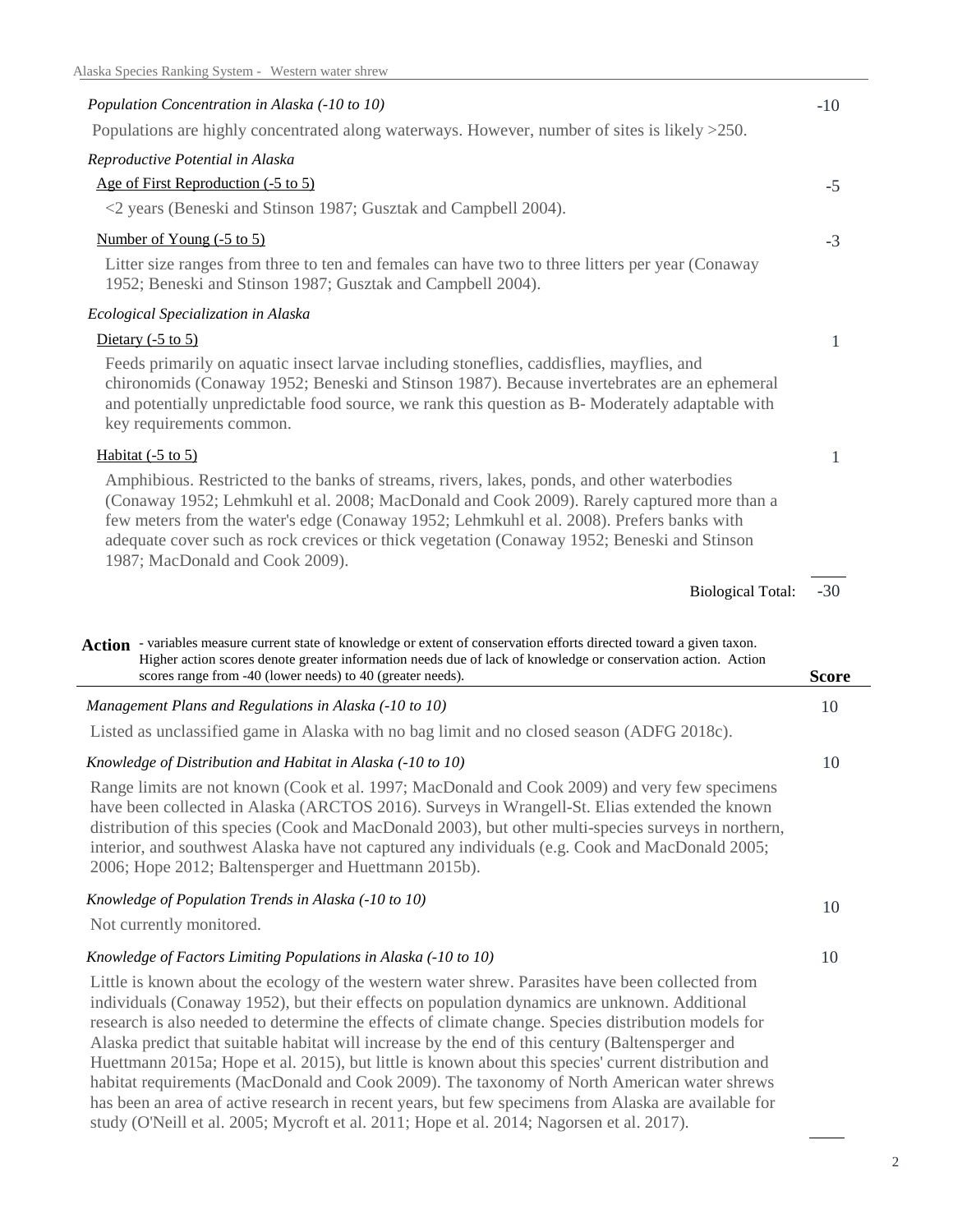*Population Concentration in Alaska (-10 to 10)* -10

Populations are highly concentrated along waterways. However, number of sites is likely >250.

*Reproductive Potential in Alaska*

Age of First Reproduction (-5 to 5) -5

<2 years (Beneski and Stinson 1987; Gusztak and Campbell 2004).

Number of Young (-5 to 5) -3

Litter size ranges from three to ten and females can have two to three litters per year (Conaway 1952; Beneski and Stinson 1987; Gusztak and Campbell 2004).

*Ecological Specialization in Alaska*

Dietary (-5 to 5) 1

Feeds primarily on aquatic insect larvae including stoneflies, caddisflies, mayflies, and chironomids (Conaway 1952; Beneski and Stinson 1987). Because invertebrates are an ephemeral and potentially unpredictable food source, we rank this question as B- Moderately adaptable with key requirements common.

Habitat (-5 to 5) 1

Amphibious. Restricted to the banks of streams, rivers, lakes, ponds, and other waterbodies (Conaway 1952; Lehmkuhl et al. 2008; MacDonald and Cook 2009). Rarely captured more than a few meters from the water's edge (Conaway 1952; Lehmkuhl et al. 2008). Prefers banks with adequate cover such as rock crevices or thick vegetation (Conaway 1952; Beneski and Stinson 1987; MacDonald and Cook 2009).

Biological Total: -30

**Action** - variables measure current state of knowledge or extent of conservation efforts directed toward a given taxon. Higher action scores denote greater information needs due of lack of knowledge or conservation action. Action scores range from -40 (lower needs) to 40 (greater needs). **Score**

*Management Plans and Regulations in Alaska (-10 to 10)* 10

Listed as unclassified game in Alaska with no bag limit and no closed season (ADFG 2018c).

*Knowledge of Distribution and Habitat in Alaska (-10 to 10)* 10

Range limits are not known (Cook et al. 1997; MacDonald and Cook 2009) and very few specimens have been collected in Alaska (ARCTOS 2016). Surveys in Wrangell-St. Elias extended the known distribution of this species (Cook and MacDonald 2003), but other multi-species surveys in northern, interior, and southwest Alaska have not captured any individuals (e.g. Cook and MacDonald 2005; 2006; Hope 2012; Baltensperger and Huettmann 2015b).

*Knowledge of Population Trends in Alaska (-10 to 10)* 10

Not currently monitored.

*Knowledge of Factors Limiting Populations in Alaska (-10 to 10)* 10

Little is known about the ecology of the western water shrew. Parasites have been collected from individuals (Conaway 1952), but their effects on population dynamics are unknown. Additional research is also needed to determine the effects of climate change. Species distribution models for Alaska predict that suitable habitat will increase by the end of this century (Baltensperger and Huettmann 2015a; Hope et al. 2015), but little is known about this species' current distribution and habitat requirements (MacDonald and Cook 2009). The taxonomy of North American water shrews has been an area of active research in recent years, but few specimens from Alaska are available for study (O'Neill et al. 2005; Mycroft et al. 2011; Hope et al. 2014; Nagorsen et al. 2017).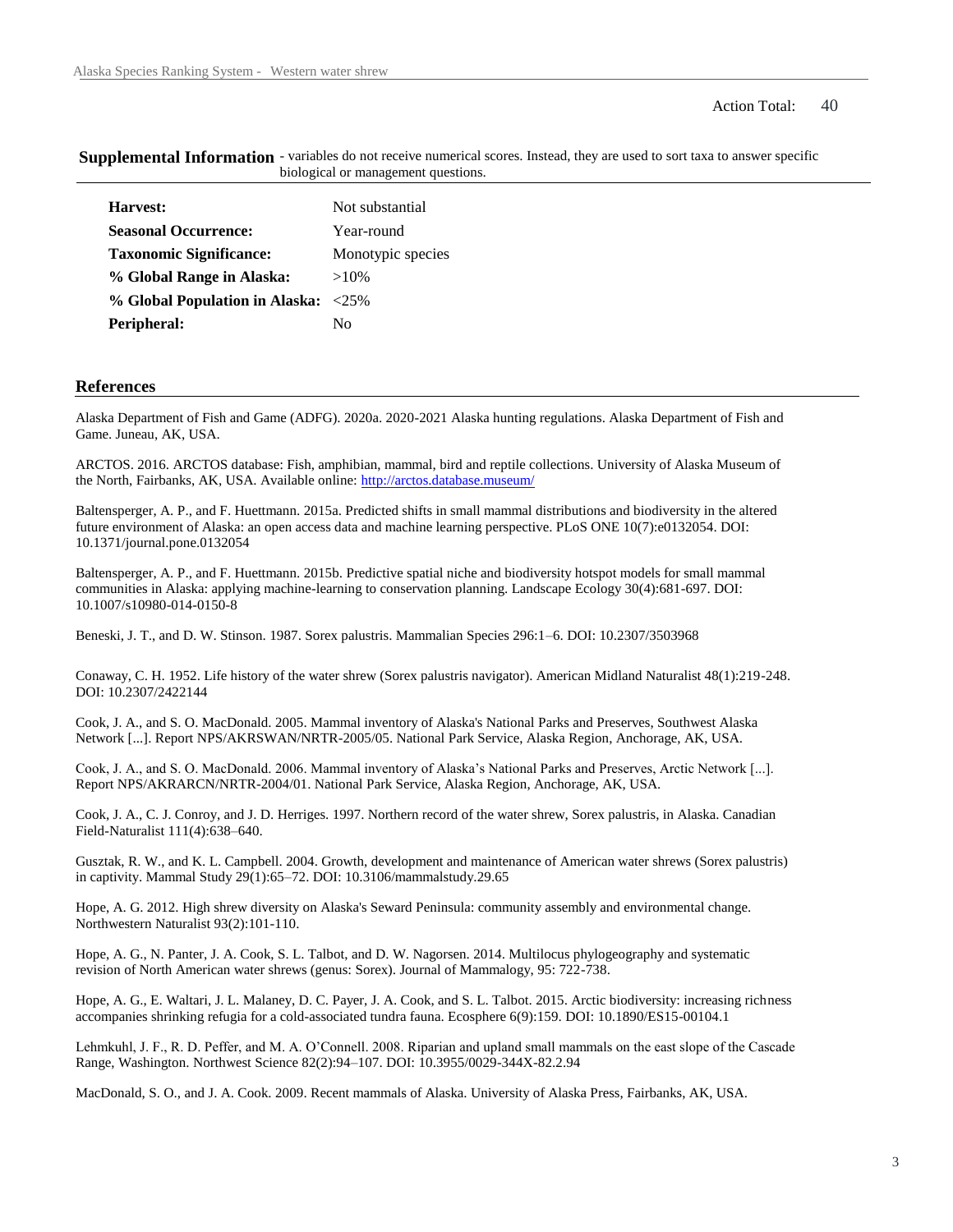Action Total: 40

## Supplemental Information

- variables do not receive numerical scores. Instead, they are used to sort taxa to answer specific biological or management questions.

| | |
|---|---|
| **Harvest:** | Not substantial |
| **Seasonal Occurrence:** | Year-round |
| **Taxonomic Significance:** | Monotypic species |
| **% Global Range in Alaska:** | >10% |
| **% Global Population in Alaska:** | <25% |
| **Peripheral:** | No |

## References

Alaska Department of Fish and Game (ADFG). 2020a. 2020-2021 Alaska hunting regulations. Alaska Department of Fish and Game. Juneau, AK, USA.

ARCTOS. 2016. ARCTOS database: Fish, amphibian, mammal, bird and reptile collections. University of Alaska Museum of the North, Fairbanks, AK, USA. Available online: http://arctos.database.museum/

Baltensperger, A. P., and F. Huettmann. 2015a. Predicted shifts in small mammal distributions and biodiversity in the altered future environment of Alaska: an open access data and machine learning perspective. PLoS ONE 10(7):e0132054. DOI: 10.1371/journal.pone.0132054

Baltensperger, A. P., and F. Huettmann. 2015b. Predictive spatial niche and biodiversity hotspot models for small mammal communities in Alaska: applying machine-learning to conservation planning. Landscape Ecology 30(4):681-697. DOI: 10.1007/s10980-014-0150-8

Beneski, J. T., and D. W. Stinson. 1987. Sorex palustris. Mammalian Species 296:1–6. DOI: 10.2307/3503968

Conaway, C. H. 1952. Life history of the water shrew (Sorex palustris navigator). American Midland Naturalist 48(1):219-248. DOI: 10.2307/2422144

Cook, J. A., and S. O. MacDonald. 2005. Mammal inventory of Alaska's National Parks and Preserves, Southwest Alaska Network [...]. Report NPS/AKRSWAN/NRTR-2005/05. National Park Service, Alaska Region, Anchorage, AK, USA.

Cook, J. A., and S. O. MacDonald. 2006. Mammal inventory of Alaska's National Parks and Preserves, Arctic Network [...]. Report NPS/AKRARCN/NRTR-2004/01. National Park Service, Alaska Region, Anchorage, AK, USA.

Cook, J. A., C. J. Conroy, and J. D. Herriges. 1997. Northern record of the water shrew, Sorex palustris, in Alaska. Canadian Field-Naturalist 111(4):638–640.

Gusztak, R. W., and K. L. Campbell. 2004. Growth, development and maintenance of American water shrews (Sorex palustris) in captivity. Mammal Study 29(1):65–72. DOI: 10.3106/mammalstudy.29.65

Hope, A. G. 2012. High shrew diversity on Alaska's Seward Peninsula: community assembly and environmental change. Northwestern Naturalist 93(2):101-110.

Hope, A. G., N. Panter, J. A. Cook, S. L. Talbot, and D. W. Nagorsen. 2014. Multilocus phylogeography and systematic revision of North American water shrews (genus: Sorex). Journal of Mammalogy, 95: 722-738.

Hope, A. G., E. Waltari, J. L. Malaney, D. C. Payer, J. A. Cook, and S. L. Talbot. 2015. Arctic biodiversity: increasing richness accompanies shrinking refugia for a cold-associated tundra fauna. Ecosphere 6(9):159. DOI: 10.1890/ES15-00104.1

Lehmkuhl, J. F., R. D. Peffer, and M. A. O'Connell. 2008. Riparian and upland small mammals on the east slope of the Cascade Range, Washington. Northwest Science 82(2):94–107. DOI: 10.3955/0029-344X-82.2.94

MacDonald, S. O., and J. A. Cook. 2009. Recent mammals of Alaska. University of Alaska Press, Fairbanks, AK, USA.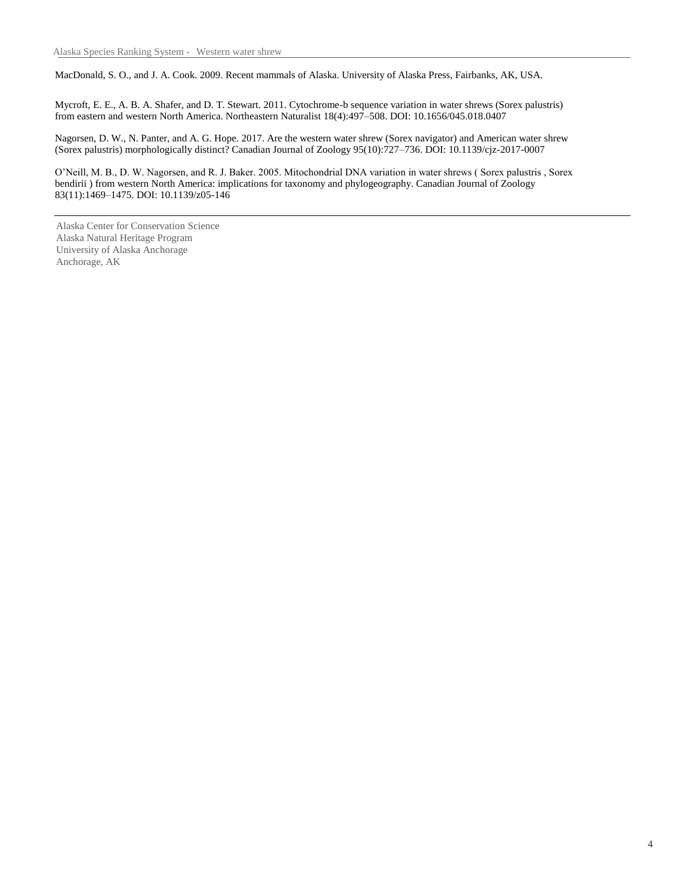MacDonald, S. O., and J. A. Cook. 2009. Recent mammals of Alaska. University of Alaska Press, Fairbanks, AK, USA.

Mycroft, E. E., A. B. A. Shafer, and D. T. Stewart. 2011. Cytochrome-b sequence variation in water shrews (Sorex palustris) from eastern and western North America. Northeastern Naturalist 18(4):497–508. DOI: 10.1656/045.018.0407

Nagorsen, D. W., N. Panter, and A. G. Hope. 2017. Are the western water shrew (Sorex navigator) and American water shrew (Sorex palustris) morphologically distinct? Canadian Journal of Zoology 95(10):727–736. DOI: 10.1139/cjz-2017-0007

O'Neill, M. B., D. W. Nagorsen, and R. J. Baker. 2005. Mitochondrial DNA variation in water shrews ( Sorex palustris , Sorex bendirii ) from western North America: implications for taxonomy and phylogeography. Canadian Journal of Zoology 83(11):1469–1475. DOI: 10.1139/z05-146

---

Alaska Center for Conservation Science
Alaska Natural Heritage Program
University of Alaska Anchorage
Anchorage, AK